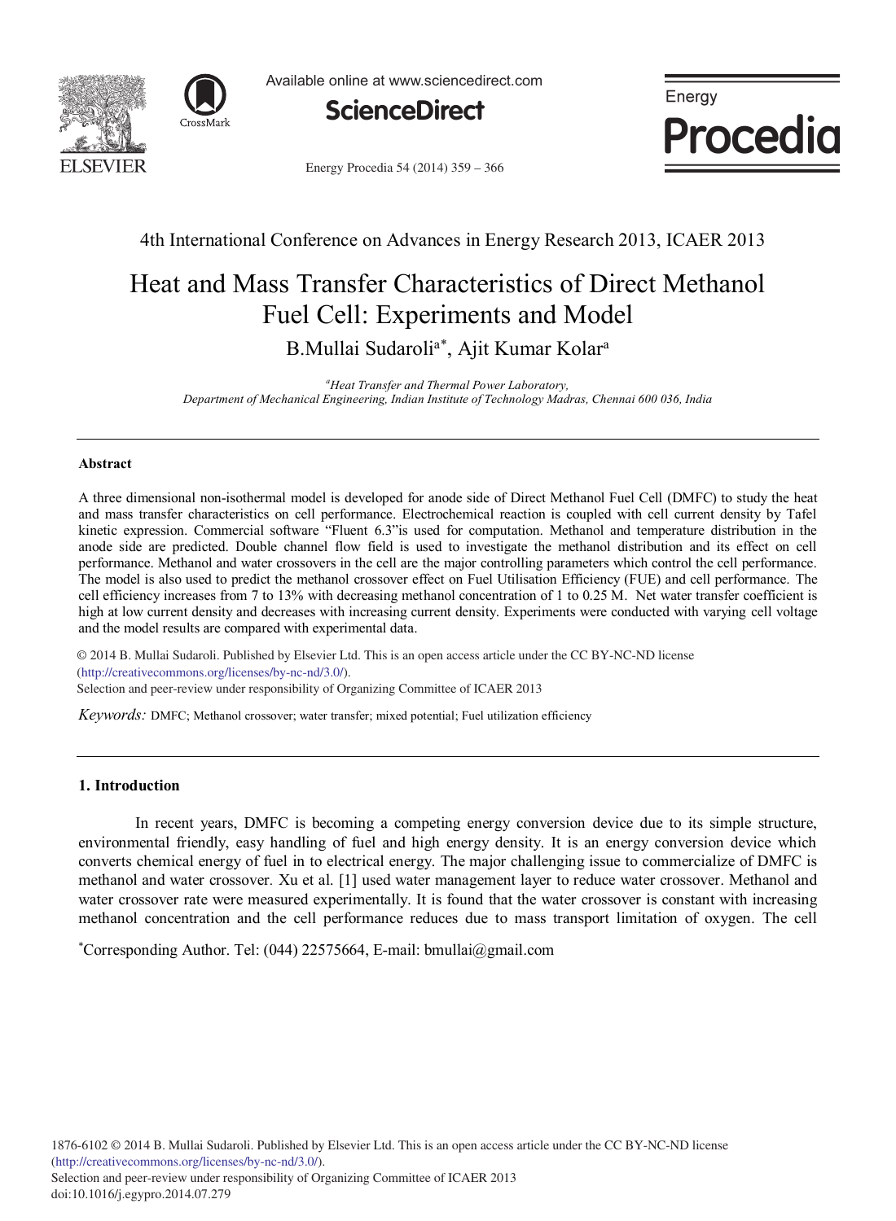4th International Conference on Advances in Energy Research 2013, ICAER 2013

# Heat and Mass Transfer Characteristics of Direct Methanol Fuel Cell: Experiments and Model

B.Mullai Sudaroli[a*], Ajit Kumar Kolar[a]

[a]*Heat Transfer and Thermal Power Laboratory, Department of Mechanical Engineering, Indian Institute of Technology Madras, Chennai 600 036, India*

## Abstract

A three dimensional non-isothermal model is developed for anode side of Direct Methanol Fuel Cell (DMFC) to study the heat and mass transfer characteristics on cell performance. Electrochemical reaction is coupled with cell current density by Tafel kinetic expression. Commercial software "Fluent 6.3"is used for computation. Methanol and temperature distribution in the anode side are predicted. Double channel flow field is used to investigate the methanol distribution and its effect on cell performance. Methanol and water crossovers in the cell are the major controlling parameters which control the cell performance. The model is also used to predict the methanol crossover effect on Fuel Utilisation Efficiency (FUE) and cell performance. The cell efficiency increases from 7 to 13% with decreasing methanol concentration of 1 to 0.25 M. Net water transfer coefficient is high at low current density and decreases with increasing current density. Experiments were conducted with varying cell voltage and the model results are compared with experimental data.

© 2014 B. Mullai Sudaroli. Published by Elsevier Ltd. This is an open access article under the CC BY-NC-ND license (http://creativecommons.org/licenses/by-nc-nd/3.0/).
Selection and peer-review under responsibility of Organizing Committee of ICAER 2013

*Keywords:* DMFC; Methanol crossover; water transfer; mixed potential; Fuel utilization efficiency

## 1. Introduction

In recent years, DMFC is becoming a competing energy conversion device due to its simple structure, environmental friendly, easy handling of fuel and high energy density. It is an energy conversion device which converts chemical energy of fuel in to electrical energy. The major challenging issue to commercialize of DMFC is methanol and water crossover. Xu et al. [1] used water management layer to reduce water crossover. Methanol and water crossover rate were measured experimentally. It is found that the water crossover is constant with increasing methanol concentration and the cell performance reduces due to mass transport limitation of oxygen. The cell

[*]Corresponding Author. Tel: (044) 22575664, E-mail: bmullai@gmail.com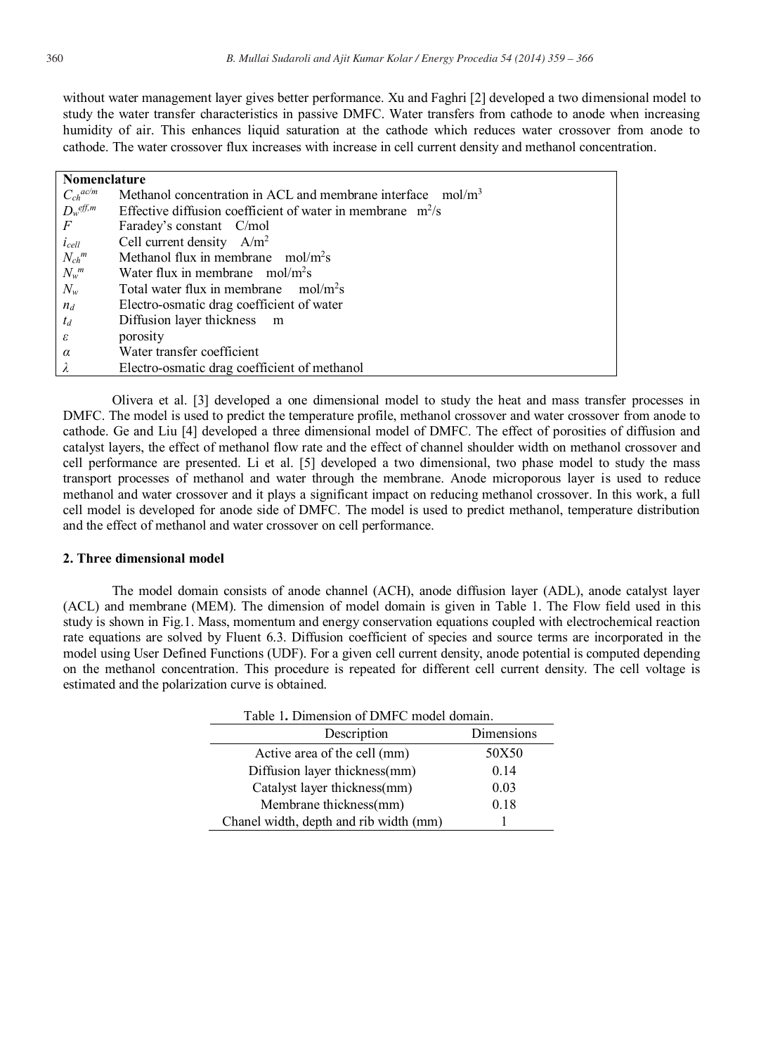without water management layer gives better performance. Xu and Faghri [2] developed a two dimensional model to study the water transfer characteristics in passive DMFC. Water transfers from cathode to anode when increasing humidity of air. This enhances liquid saturation at the cathode which reduces water crossover from anode to cathode. The water crossover flux increases with increase in cell current density and methanol concentration.

| **Nomenclature** | |
|---|---|
| $C_{ch}^{ac/m}$ | Methanol concentration in ACL and membrane interface mol/m$^3$ |
| $D_w^{eff,m}$ | Effective diffusion coefficient of water in membrane m$^2$/s |
| $F$ | Faradey's constant C/mol |
| $i_{cell}$ | Cell current density A/m$^2$ |
| $N_{ch}^{m}$ | Methanol flux in membrane mol/m$^2$s |
| $N_w^{m}$ | Water flux in membrane mol/m$^2$s |
| $N_w$ | Total water flux in membrane mol/m$^2$s |
| $n_d$ | Electro-osmatic drag coefficient of water |
| $t_d$ | Diffusion layer thickness m |
| $\varepsilon$ | porosity |
| $\alpha$ | Water transfer coefficient |
| $\lambda$ | Electro-osmatic drag coefficient of methanol |

Olivera et al. [3] developed a one dimensional model to study the heat and mass transfer processes in DMFC. The model is used to predict the temperature profile, methanol crossover and water crossover from anode to cathode. Ge and Liu [4] developed a three dimensional model of DMFC. The effect of porosities of diffusion and catalyst layers, the effect of methanol flow rate and the effect of channel shoulder width on methanol crossover and cell performance are presented. Li et al. [5] developed a two dimensional, two phase model to study the mass transport processes of methanol and water through the membrane. Anode microporous layer is used to reduce methanol and water crossover and it plays a significant impact on reducing methanol crossover. In this work, a full cell model is developed for anode side of DMFC. The model is used to predict methanol, temperature distribution and the effect of methanol and water crossover on cell performance.

## 2. Three dimensional model

The model domain consists of anode channel (ACH), anode diffusion layer (ADL), anode catalyst layer (ACL) and membrane (MEM). The dimension of model domain is given in Table 1. The Flow field used in this study is shown in Fig.1. Mass, momentum and energy conservation equations coupled with electrochemical reaction rate equations are solved by Fluent 6.3. Diffusion coefficient of species and source terms are incorporated in the model using User Defined Functions (UDF). For a given cell current density, anode potential is computed depending on the methanol concentration. This procedure is repeated for different cell current density. The cell voltage is estimated and the polarization curve is obtained.

Table 1**.** Dimension of DMFC model domain.

| Description | Dimensions |
|---|---|
| Active area of the cell (mm) | 50X50 |
| Diffusion layer thickness(mm) | 0.14 |
| Catalyst layer thickness(mm) | 0.03 |
| Membrane thickness(mm) | 0.18 |
| Chanel width, depth and rib width (mm) | 1 |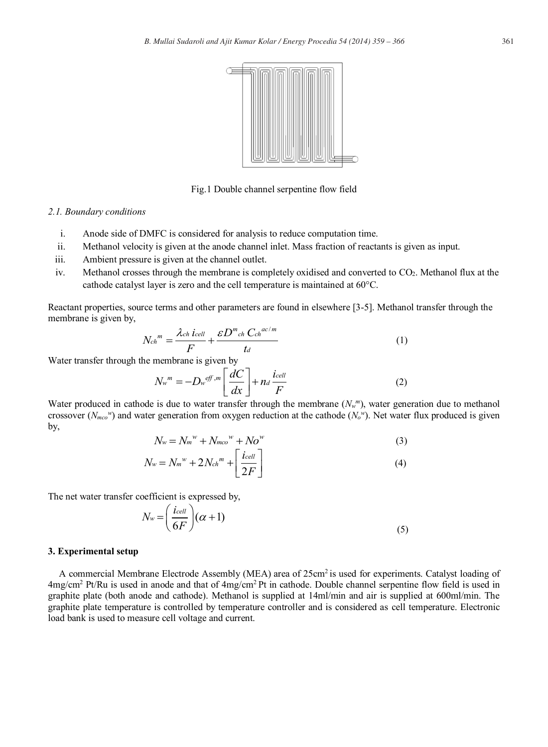Fig.1 Double channel serpentine flow field

### 2.1. Boundary conditions

i. Anode side of DMFC is considered for analysis to reduce computation time.
ii. Methanol velocity is given at the anode channel inlet. Mass fraction of reactants is given as input.
iii. Ambient pressure is given at the channel outlet.
iv. Methanol crosses through the membrane is completely oxidised and converted to $CO_2$. Methanol flux at the cathode catalyst layer is zero and the cell temperature is maintained at 60°C.

Reactant properties, source terms and other parameters are found in elsewhere [3-5]. Methanol transfer through the membrane is given by,

$$N_{ch}{}^{m} = \frac{\lambda_{ch}\, i_{cell}}{F} + \frac{\varepsilon D^{m}{}_{ch}\, C_{ch}{}^{ac/m}}{t_d} \tag{1}$$

Water transfer through the membrane is given by

$$N_w{}^{m} = -D_w{}^{eff,m}\left[\frac{dC}{dx}\right] + n_d \frac{i_{cell}}{F} \tag{2}$$

Water produced in cathode is due to water transfer through the membrane ($N_w{}^m$), water generation due to methanol crossover ($N_{mco}{}^w$) and water generation from oxygen reduction at the cathode ($N_o{}^w$). Net water flux produced is given by,

$$N_w = N_m{}^{w} + N_{mco}{}^{w} + No^{w} \tag{3}$$

$$N_w = N_m{}^{w} + 2N_{ch}{}^{m} + \left[\frac{i_{cell}}{2F}\right] \tag{4}$$

The net water transfer coefficient is expressed by,

$$N_w = \left(\frac{i_{cell}}{6F}\right)(\alpha + 1) \tag{5}$$

## 3. Experimental setup

A commercial Membrane Electrode Assembly (MEA) area of 25cm$^2$ is used for experiments. Catalyst loading of 4mg/cm$^2$ Pt/Ru is used in anode and that of 4mg/cm$^2$ Pt in cathode. Double channel serpentine flow field is used in graphite plate (both anode and cathode). Methanol is supplied at 14ml/min and air is supplied at 600ml/min. The graphite plate temperature is controlled by temperature controller and is considered as cell temperature. Electronic load bank is used to measure cell voltage and current.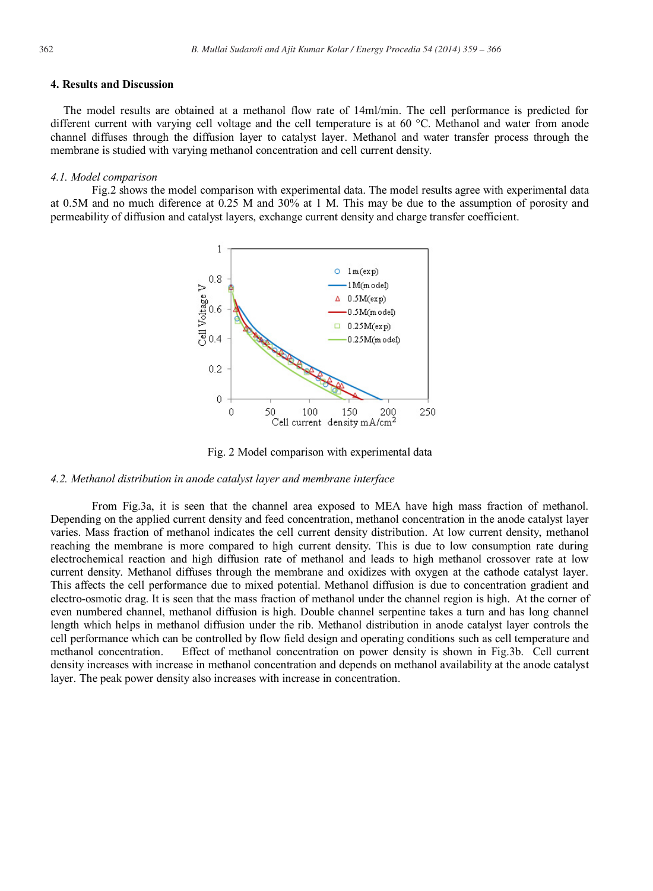## 4. Results and Discussion

The model results are obtained at a methanol flow rate of 14ml/min. The cell performance is predicted for different current with varying cell voltage and the cell temperature is at 60 °C. Methanol and water from anode channel diffuses through the diffusion layer to catalyst layer. Methanol and water transfer process through the membrane is studied with varying methanol concentration and cell current density.

### *4.1. Model comparison*

Fig.2 shows the model comparison with experimental data. The model results agree with experimental data at 0.5M and no much diference at 0.25 M and 30% at 1 M. This may be due to the assumption of porosity and permeability of diffusion and catalyst layers, exchange current density and charge transfer coefficient.

Fig. 2 Model comparison with experimental data

### *4.2. Methanol distribution in anode catalyst layer and membrane interface*

From Fig.3a, it is seen that the channel area exposed to MEA have high mass fraction of methanol. Depending on the applied current density and feed concentration, methanol concentration in the anode catalyst layer varies. Mass fraction of methanol indicates the cell current density distribution. At low current density, methanol reaching the membrane is more compared to high current density. This is due to low consumption rate during electrochemical reaction and high diffusion rate of methanol and leads to high methanol crossover rate at low current density. Methanol diffuses through the membrane and oxidizes with oxygen at the cathode catalyst layer. This affects the cell performance due to mixed potential. Methanol diffusion is due to concentration gradient and electro-osmotic drag. It is seen that the mass fraction of methanol under the channel region is high. At the corner of even numbered channel, methanol diffusion is high. Double channel serpentine takes a turn and has long channel length which helps in methanol diffusion under the rib. Methanol distribution in anode catalyst layer controls the cell performance which can be controlled by flow field design and operating conditions such as cell temperature and methanol concentration. Effect of methanol concentration on power density is shown in Fig.3b. Cell current density increases with increase in methanol concentration and depends on methanol availability at the anode catalyst layer. The peak power density also increases with increase in concentration.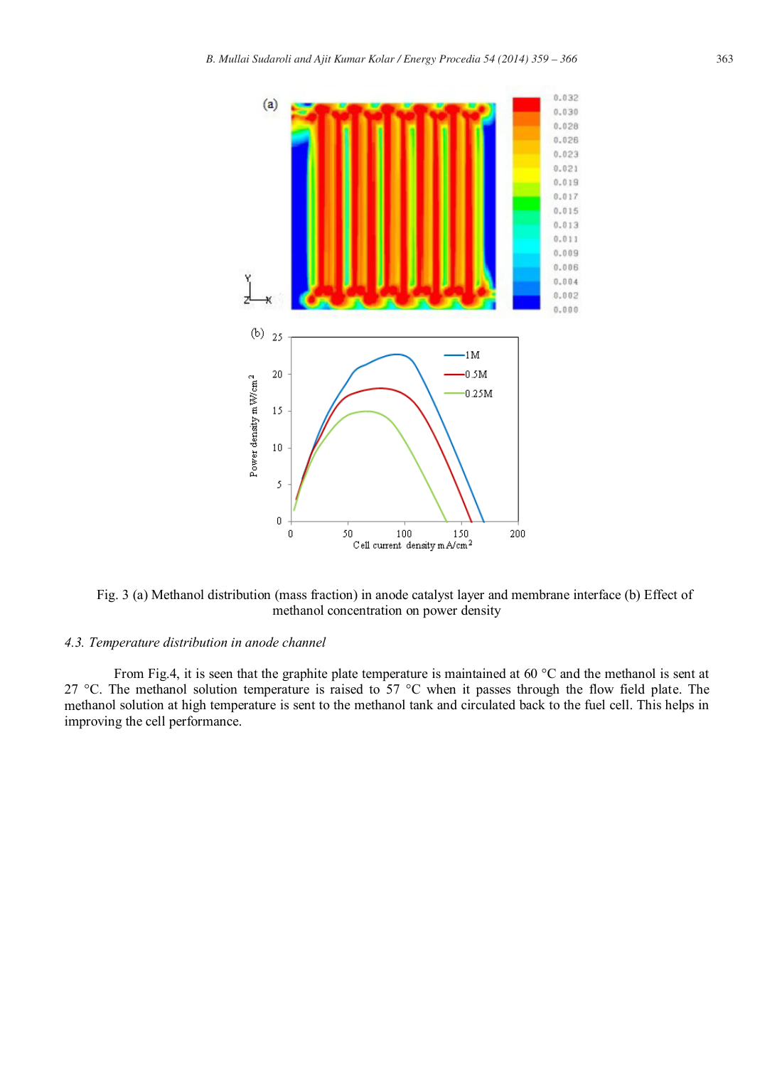Fig. 3 (a) Methanol distribution (mass fraction) in anode catalyst layer and membrane interface (b) Effect of methanol concentration on power density

### *4.3. Temperature distribution in anode channel*

From Fig.4, it is seen that the graphite plate temperature is maintained at 60 °C and the methanol is sent at 27 °C. The methanol solution temperature is raised to 57 °C when it passes through the flow field plate. The methanol solution at high temperature is sent to the methanol tank and circulated back to the fuel cell. This helps in improving the cell performance.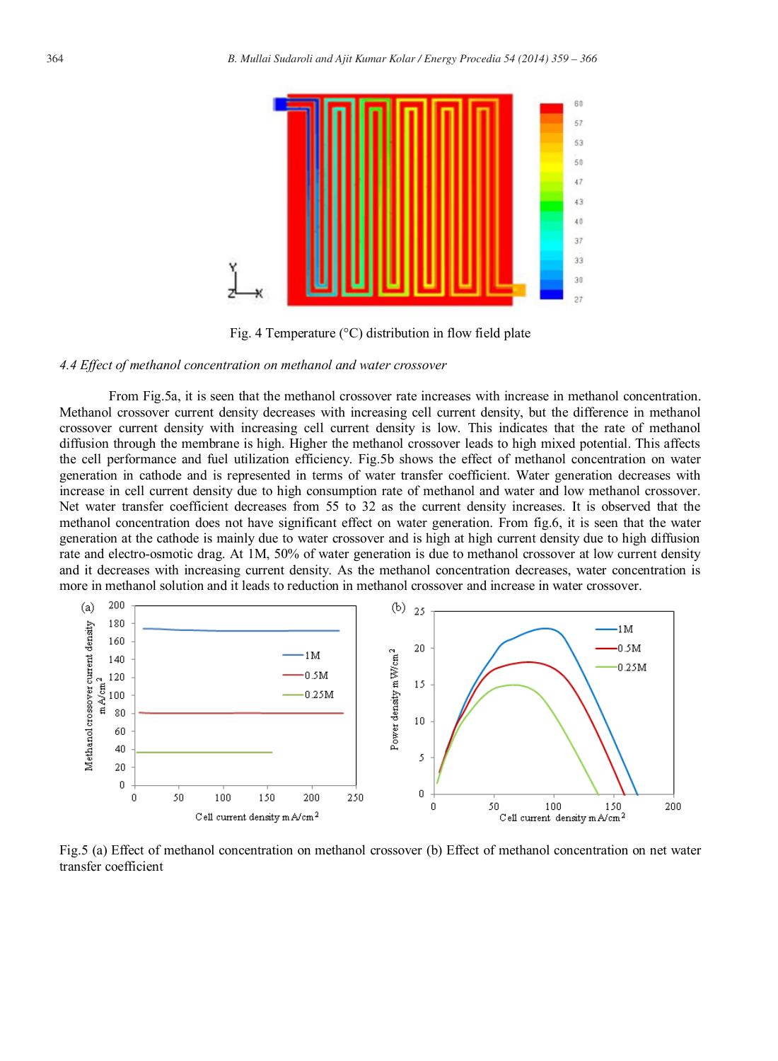Fig. 4 Temperature (°C) distribution in flow field plate

*4.4 Effect of methanol concentration on methanol and water crossover*

From Fig.5a, it is seen that the methanol crossover rate increases with increase in methanol concentration. Methanol crossover current density decreases with increasing cell current density, but the difference in methanol crossover current density with increasing cell current density is low. This indicates that the rate of methanol diffusion through the membrane is high. Higher the methanol crossover leads to high mixed potential. This affects the cell performance and fuel utilization efficiency. Fig.5b shows the effect of methanol concentration on water generation in cathode and is represented in terms of water transfer coefficient. Water generation decreases with increase in cell current density due to high consumption rate of methanol and water and low methanol crossover. Net water transfer coefficient decreases from 55 to 32 as the current density increases. It is observed that the methanol concentration does not have significant effect on water generation. From fig.6, it is seen that the water generation at the cathode is mainly due to water crossover and is high at high current density due to high diffusion rate and electro-osmotic drag. At 1M, 50% of water generation is due to methanol crossover at low current density and it decreases with increasing current density. As the methanol concentration decreases, water concentration is more in methanol solution and it leads to reduction in methanol crossover and increase in water crossover.

Fig.5 (a) Effect of methanol concentration on methanol crossover (b) Effect of methanol concentration on net water transfer coefficient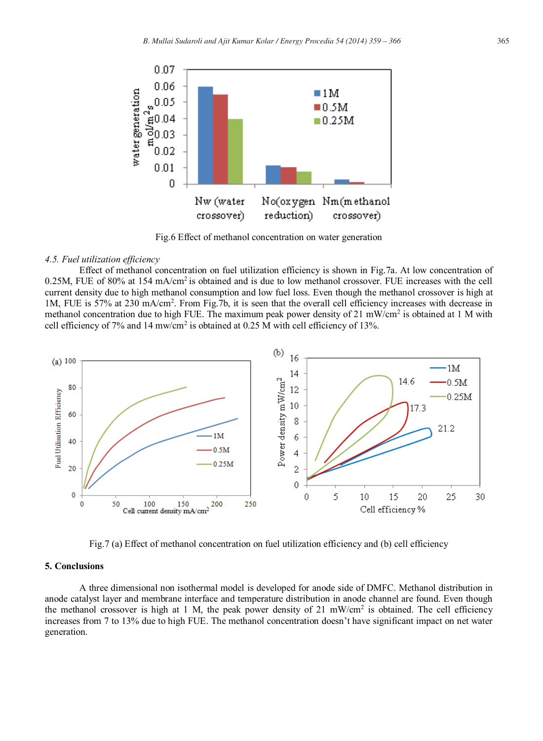Fig.6 Effect of methanol concentration on water generation

*4.5. Fuel utilization efficiency*

Effect of methanol concentration on fuel utilization efficiency is shown in Fig.7a. At low concentration of 0.25M, FUE of 80% at 154 mA/cm$^2$ is obtained and is due to low methanol crossover. FUE increases with the cell current density due to high methanol consumption and low fuel loss. Even though the methanol crossover is high at 1M, FUE is 57% at 230 mA/cm$^2$. From Fig.7b, it is seen that the overall cell efficiency increases with decrease in methanol concentration due to high FUE. The maximum peak power density of 21 mW/cm$^2$ is obtained at 1 M with cell efficiency of 7% and 14 mw/cm$^2$ is obtained at 0.25 M with cell efficiency of 13%.

Fig.7 (a) Effect of methanol concentration on fuel utilization efficiency and (b) cell efficiency

## 5. Conclusions

A three dimensional non isothermal model is developed for anode side of DMFC. Methanol distribution in anode catalyst layer and membrane interface and temperature distribution in anode channel are found. Even though the methanol crossover is high at 1 M, the peak power density of 21 mW/cm$^2$ is obtained. The cell efficiency increases from 7 to 13% due to high FUE. The methanol concentration doesn't have significant impact on net water generation.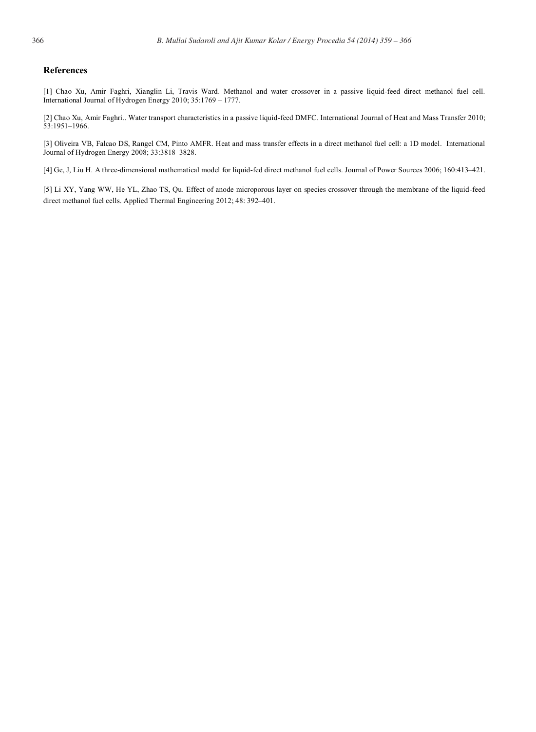## References

[1] Chao Xu, Amir Faghri, Xianglin Li, Travis Ward. Methanol and water crossover in a passive liquid-feed direct methanol fuel cell. International Journal of Hydrogen Energy 2010; 35:1769 – 1777.

[2] Chao Xu, Amir Faghri.. Water transport characteristics in a passive liquid-feed DMFC. International Journal of Heat and Mass Transfer 2010; 53:1951–1966.

[3] Oliveira VB, Falcao DS, Rangel CM, Pinto AMFR. Heat and mass transfer effects in a direct methanol fuel cell: a 1D model. International Journal of Hydrogen Energy 2008; 33:3818–3828.

[4] Ge, J, Liu H. A three-dimensional mathematical model for liquid-fed direct methanol fuel cells. Journal of Power Sources 2006; 160:413–421.

[5] Li XY, Yang WW, He YL, Zhao TS, Qu. Effect of anode microporous layer on species crossover through the membrane of the liquid-feed direct methanol fuel cells. Applied Thermal Engineering 2012; 48: 392–401.